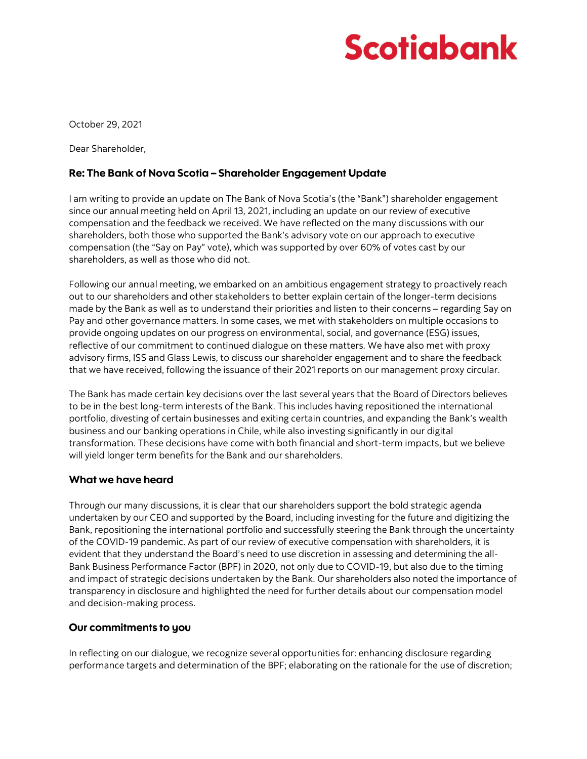**Scotiabank**

October 29, 2021

Dear Shareholder,

### Re: The Bank of Nova Scotia – Shareholder Engagement Update

I am writing to provide an update on The Bank of Nova Scotia's (the "Bank") shareholder engagement since our annual meeting held on April 13, 2021, including an update on our review of executive compensation and the feedback we received. We have reflected on the many discussions with our shareholders, both those who supported the Bank's advisory vote on our approach to executive compensation (the "Say on Pay" vote), which was supported by over 60% of votes cast by our shareholders, as well as those who did not.

Following our annual meeting, we embarked on an ambitious engagement strategy to proactively reach out to our shareholders and other stakeholders to better explain certain of the longer-term decisions made by the Bank as well as to understand their priorities and listen to their concerns – regarding Say on Pay and other governance matters. In some cases, we met with stakeholders on multiple occasions to provide ongoing updates on our progress on environmental, social, and governance (ESG) issues, reflective of our commitment to continued dialogue on these matters. We have also met with proxy advisory firms, ISS and Glass Lewis, to discuss our shareholder engagement and to share the feedback that we have received, following the issuance of their 2021 reports on our management proxy circular.

The Bank has made certain key decisions over the last several years that the Board of Directors believes to be in the best long-term interests of the Bank. This includes having repositioned the international portfolio, divesting of certain businesses and exiting certain countries, and expanding the Bank's wealth business and our banking operations in Chile, while also investing significantly in our digital transformation. These decisions have come with both financial and short-term impacts, but we believe will yield longer term benefits for the Bank and our shareholders.

### What we have heard

Through our many discussions, it is clear that our shareholders support the bold strategic agenda undertaken by our CEO and supported by the Board, including investing for the future and digitizing the Bank, repositioning the international portfolio and successfully steering the Bank through the uncertainty of the COVID-19 pandemic. As part of our review of executive compensation with shareholders, it is evident that they understand the Board's need to use discretion in assessing and determining the all-Bank Business Performance Factor (BPF) in 2020, not only due to COVID-19, but also due to the timing and impact of strategic decisions undertaken by the Bank. Our shareholders also noted the importance of transparency in disclosure and highlighted the need for further details about our compensation model and decision-making process.

### Our commitments to you

In reflecting on our dialogue, we recognize several opportunities for: enhancing disclosure regarding performance targets and determination of the BPF; elaborating on the rationale for the use of discretion;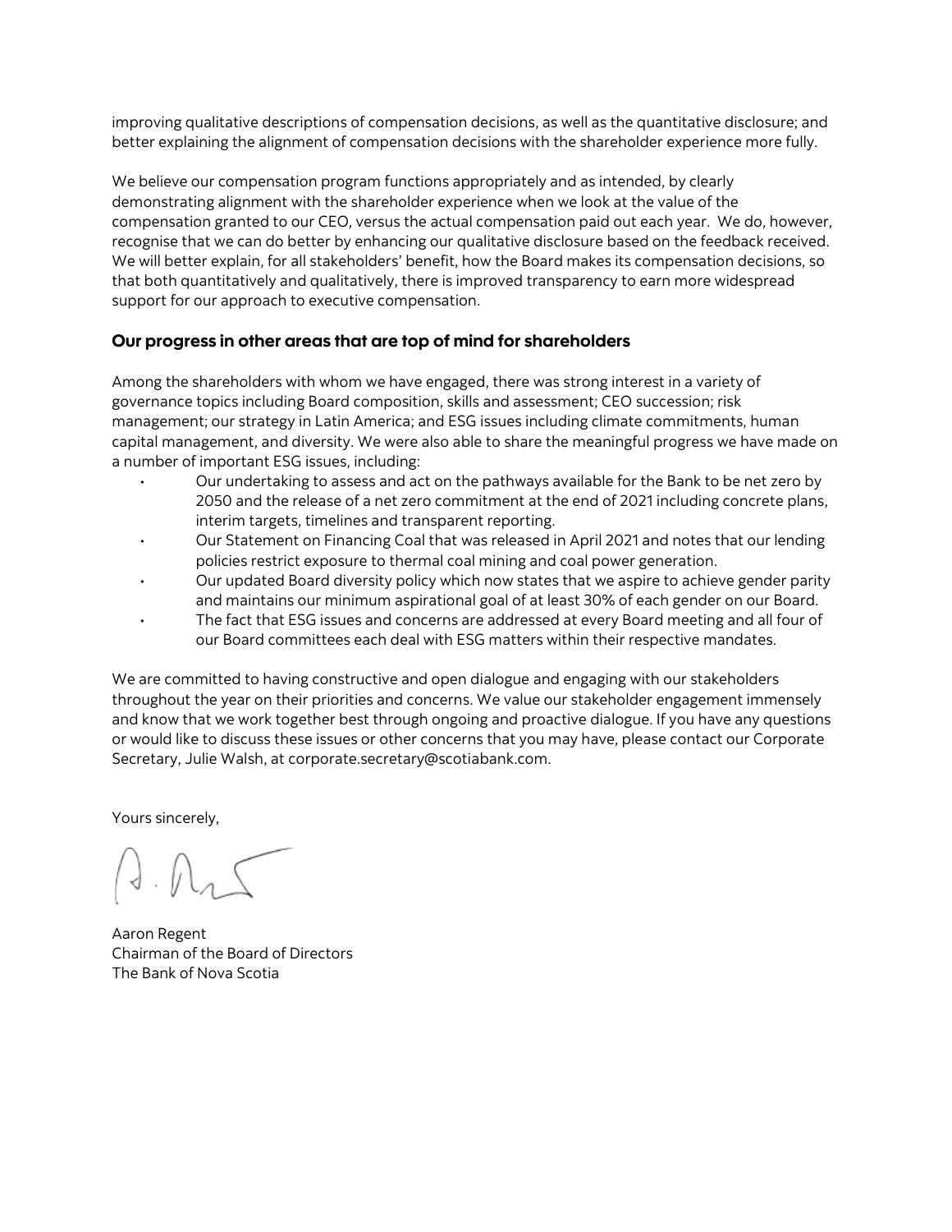improving qualitative descriptions of compensation decisions, as well as the quantitative disclosure; and better explaining the alignment of compensation decisions with the shareholder experience more fully.

We believe our compensation program functions appropriately and as intended, by clearly demonstrating alignment with the shareholder experience when we look at the value of the compensation granted to our CEO, versus the actual compensation paid out each year. We do, however, recognise that we can do better by enhancing our qualitative disclosure based on the feedback received. We will better explain, for all stakeholders' benefit, how the Board makes its compensation decisions, so that both quantitatively and qualitatively, there is improved transparency to earn more widespread support for our approach to executive compensation.

### Our progress in other areas that are top of mind for shareholders

Among the shareholders with whom we have engaged, there was strong interest in a variety of governance topics including Board composition, skills and assessment; CEO succession; risk management; our strategy in Latin America; and ESG issues including climate commitments, human capital management, and diversity. We were also able to share the meaningful progress we have made on a number of important ESG issues, including:

- Our undertaking to assess and act on the pathways available for the Bank to be net zero by 2050 and the release of a net zero commitment at the end of 2021 including concrete plans, interim targets, timelines and transparent reporting.
- Our Statement on Financing Coal that was released in April 2021 and notes that our lending policies restrict exposure to thermal coal mining and coal power generation.
- Our updated Board diversity policy which now states that we aspire to achieve gender parity and maintains our minimum aspirational goal of at least 30% of each gender on our Board.
- The fact that ESG issues and concerns are addressed at every Board meeting and all four of our Board committees each deal with ESG matters within their respective mandates.

We are committed to having constructive and open dialogue and engaging with our stakeholders throughout the year on their priorities and concerns. We value our stakeholder engagement immensely and know that we work together best through ongoing and proactive dialogue. If you have any questions or would like to discuss these issues or other concerns that you may have, please contact our Corporate Secretary, Julie Walsh, at corporate.secretary@scotiabank.com.

Yours sincerely,

Aaron Regent
Chairman of the Board of Directors
The Bank of Nova Scotia